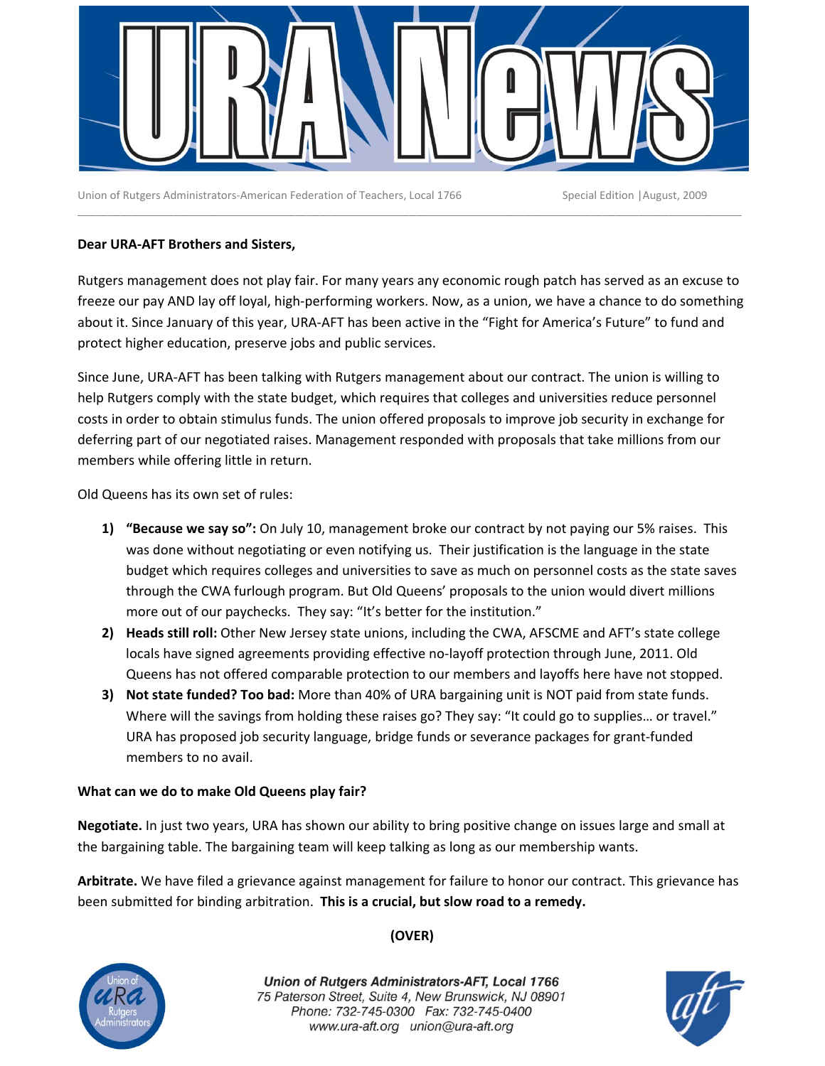# URA News

Union of Rutgers Administrators-American Federation of Teachers, Local 1766 — Special Edition | August, 2009

**Dear URA-AFT Brothers and Sisters,**

Rutgers management does not play fair. For many years any economic rough patch has served as an excuse to freeze our pay AND lay off loyal, high-performing workers. Now, as a union, we have a chance to do something about it. Since January of this year, URA-AFT has been active in the "Fight for America's Future" to fund and protect higher education, preserve jobs and public services.

Since June, URA-AFT has been talking with Rutgers management about our contract. The union is willing to help Rutgers comply with the state budget, which requires that colleges and universities reduce personnel costs in order to obtain stimulus funds. The union offered proposals to improve job security in exchange for deferring part of our negotiated raises. Management responded with proposals that take millions from our members while offering little in return.

Old Queens has its own set of rules:

1) **"Because we say so":** On July 10, management broke our contract by not paying our 5% raises. This was done without negotiating or even notifying us. Their justification is the language in the state budget which requires colleges and universities to save as much on personnel costs as the state saves through the CWA furlough program. But Old Queens' proposals to the union would divert millions more out of our paychecks. They say: "It's better for the institution."
2) **Heads still roll:** Other New Jersey state unions, including the CWA, AFSCME and AFT's state college locals have signed agreements providing effective no-layoff protection through June, 2011. Old Queens has not offered comparable protection to our members and layoffs here have not stopped.
3) **Not state funded? Too bad:** More than 40% of URA bargaining unit is NOT paid from state funds. Where will the savings from holding these raises go? They say: "It could go to supplies… or travel." URA has proposed job security language, bridge funds or severance packages for grant-funded members to no avail.

**What can we do to make Old Queens play fair?**

**Negotiate.** In just two years, URA has shown our ability to bring positive change on issues large and small at the bargaining table. The bargaining team will keep talking as long as our membership wants.

**Arbitrate.** We have filed a grievance against management for failure to honor our contract. This grievance has been submitted for binding arbitration. **This is a crucial, but slow road to a remedy.**

**(OVER)**

*Union of Rutgers Administrators-AFT, Local 1766*
*75 Paterson Street, Suite 4, New Brunswick, NJ 08901*
*Phone: 732-745-0300 Fax: 732-745-0400*
*www.ura-aft.org union@ura-aft.org*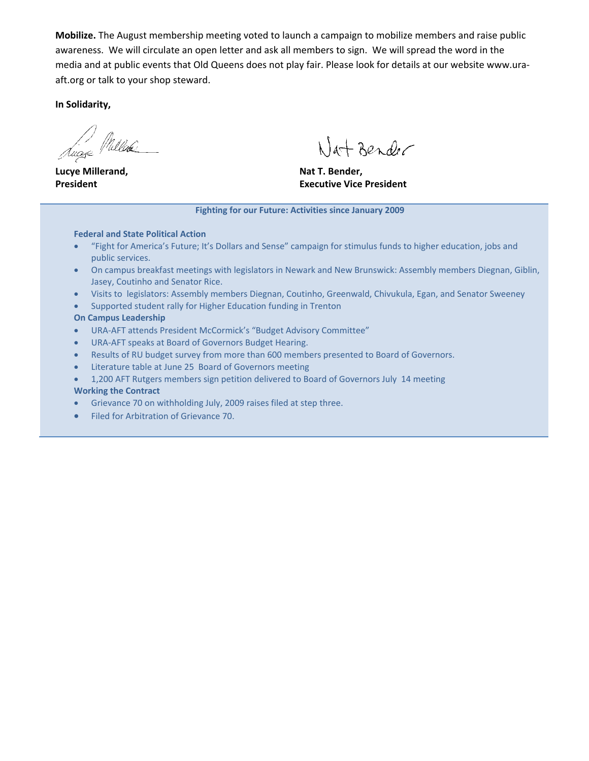**Mobilize.** The August membership meeting voted to launch a campaign to mobilize members and raise public awareness. We will circulate an open letter and ask all members to sign. We will spread the word in the media and at public events that Old Queens does not play fair. Please look for details at our website www.ura-aft.org or talk to your shop steward.

**In Solidarity,**

**Lucye Millerand,**
**President**

**Nat T. Bender,**
**Executive Vice President**

---

**Fighting for our Future: Activities since January 2009**

**Federal and State Political Action**

- "Fight for America's Future; It's Dollars and Sense" campaign for stimulus funds to higher education, jobs and public services.
- On campus breakfast meetings with legislators in Newark and New Brunswick: Assembly members Diegnan, Giblin, Jasey, Coutinho and Senator Rice.
- Visits to legislators: Assembly members Diegnan, Coutinho, Greenwald, Chivukula, Egan, and Senator Sweeney
- Supported student rally for Higher Education funding in Trenton

**On Campus Leadership**

- URA-AFT attends President McCormick's "Budget Advisory Committee"
- URA-AFT speaks at Board of Governors Budget Hearing.
- Results of RU budget survey from more than 600 members presented to Board of Governors.
- Literature table at June 25 Board of Governors meeting
- 1,200 AFT Rutgers members sign petition delivered to Board of Governors July 14 meeting

**Working the Contract**

- Grievance 70 on withholding July, 2009 raises filed at step three.
- Filed for Arbitration of Grievance 70.

---